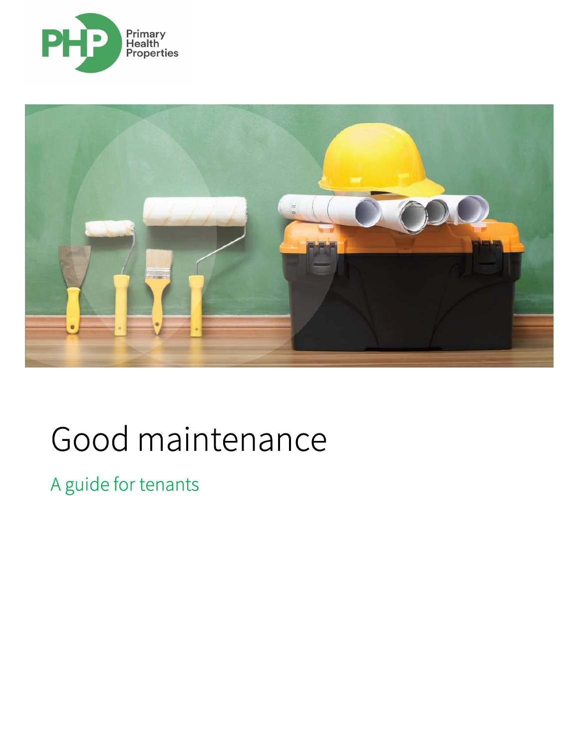Primary Health Properties

# Good maintenance

## A guide for tenants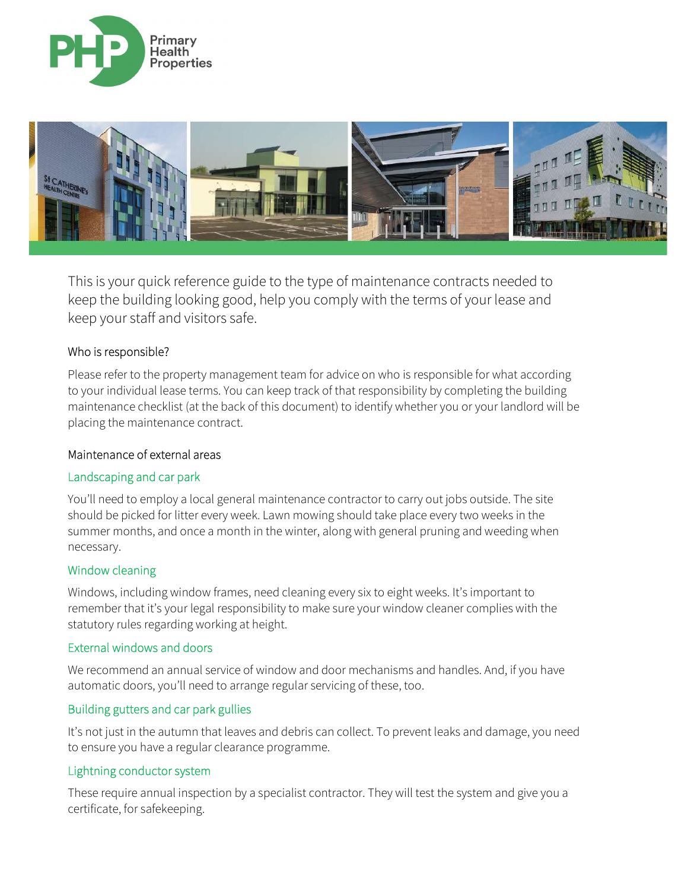This is your quick reference guide to the type of maintenance contracts needed to keep the building looking good, help you comply with the terms of your lease and keep your staff and visitors safe.

## Who is responsible?

Please refer to the property management team for advice on who is responsible for what according to your individual lease terms. You can keep track of that responsibility by completing the building maintenance checklist (at the back of this document) to identify whether you or your landlord will be placing the maintenance contract.

## Maintenance of external areas

### Landscaping and car park

You'll need to employ a local general maintenance contractor to carry out jobs outside. The site should be picked for litter every week. Lawn mowing should take place every two weeks in the summer months, and once a month in the winter, along with general pruning and weeding when necessary.

### Window cleaning

Windows, including window frames, need cleaning every six to eight weeks. It's important to remember that it's your legal responsibility to make sure your window cleaner complies with the statutory rules regarding working at height.

### External windows and doors

We recommend an annual service of window and door mechanisms and handles. And, if you have automatic doors, you'll need to arrange regular servicing of these, too.

### Building gutters and car park gullies

It's not just in the autumn that leaves and debris can collect. To prevent leaks and damage, you need to ensure you have a regular clearance programme.

### Lightning conductor system

These require annual inspection by a specialist contractor. They will test the system and give you a certificate, for safekeeping.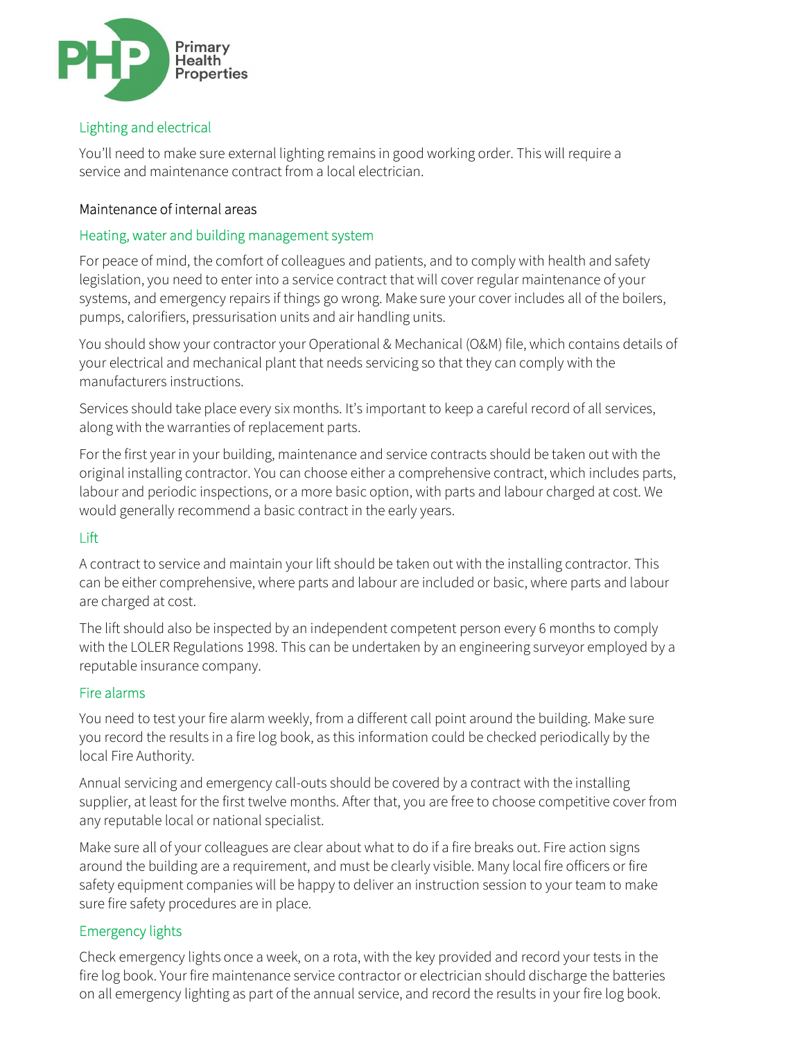### Lighting and electrical

You'll need to make sure external lighting remains in good working order. This will require a service and maintenance contract from a local electrician.

## Maintenance of internal areas

### Heating, water and building management system

For peace of mind, the comfort of colleagues and patients, and to comply with health and safety legislation, you need to enter into a service contract that will cover regular maintenance of your systems, and emergency repairs if things go wrong. Make sure your cover includes all of the boilers, pumps, calorifiers, pressurisation units and air handling units.

You should show your contractor your Operational & Mechanical (O&M) file, which contains details of your electrical and mechanical plant that needs servicing so that they can comply with the manufacturers instructions.

Services should take place every six months. It's important to keep a careful record of all services, along with the warranties of replacement parts.

For the first year in your building, maintenance and service contracts should be taken out with the original installing contractor. You can choose either a comprehensive contract, which includes parts, labour and periodic inspections, or a more basic option, with parts and labour charged at cost. We would generally recommend a basic contract in the early years.

### Lift

A contract to service and maintain your lift should be taken out with the installing contractor. This can be either comprehensive, where parts and labour are included or basic, where parts and labour are charged at cost.

The lift should also be inspected by an independent competent person every 6 months to comply with the LOLER Regulations 1998. This can be undertaken by an engineering surveyor employed by a reputable insurance company.

### Fire alarms

You need to test your fire alarm weekly, from a different call point around the building. Make sure you record the results in a fire log book, as this information could be checked periodically by the local Fire Authority.

Annual servicing and emergency call-outs should be covered by a contract with the installing supplier, at least for the first twelve months. After that, you are free to choose competitive cover from any reputable local or national specialist.

Make sure all of your colleagues are clear about what to do if a fire breaks out. Fire action signs around the building are a requirement, and must be clearly visible. Many local fire officers or fire safety equipment companies will be happy to deliver an instruction session to your team to make sure fire safety procedures are in place.

### Emergency lights

Check emergency lights once a week, on a rota, with the key provided and record your tests in the fire log book. Your fire maintenance service contractor or electrician should discharge the batteries on all emergency lighting as part of the annual service, and record the results in your fire log book.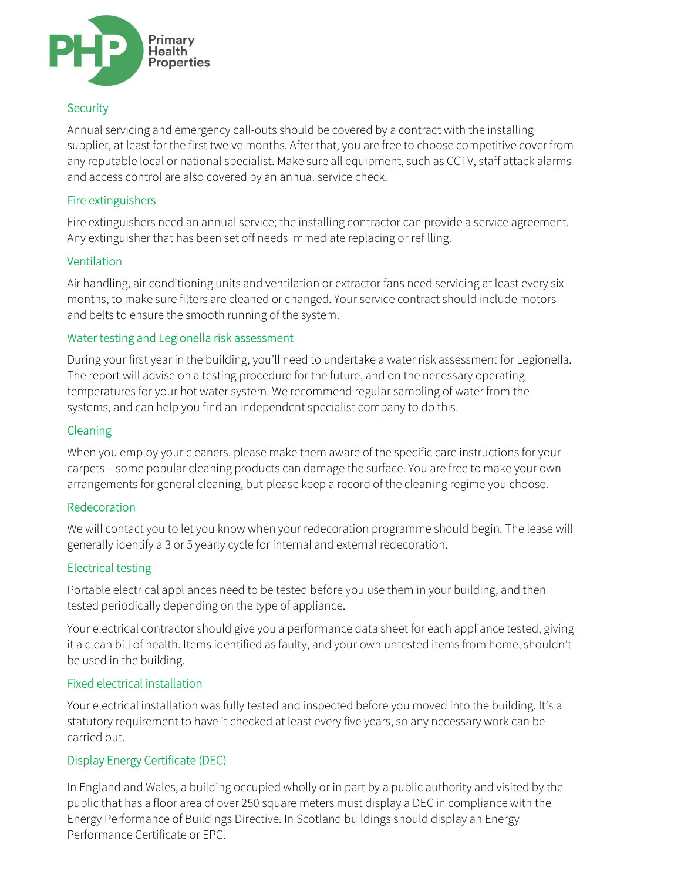## Security

Annual servicing and emergency call-outs should be covered by a contract with the installing supplier, at least for the first twelve months. After that, you are free to choose competitive cover from any reputable local or national specialist. Make sure all equipment, such as CCTV, staff attack alarms and access control are also covered by an annual service check.

## Fire extinguishers

Fire extinguishers need an annual service; the installing contractor can provide a service agreement. Any extinguisher that has been set off needs immediate replacing or refilling.

## Ventilation

Air handling, air conditioning units and ventilation or extractor fans need servicing at least every six months, to make sure filters are cleaned or changed. Your service contract should include motors and belts to ensure the smooth running of the system.

## Water testing and Legionella risk assessment

During your first year in the building, you'll need to undertake a water risk assessment for Legionella. The report will advise on a testing procedure for the future, and on the necessary operating temperatures for your hot water system. We recommend regular sampling of water from the systems, and can help you find an independent specialist company to do this.

## Cleaning

When you employ your cleaners, please make them aware of the specific care instructions for your carpets – some popular cleaning products can damage the surface. You are free to make your own arrangements for general cleaning, but please keep a record of the cleaning regime you choose.

## Redecoration

We will contact you to let you know when your redecoration programme should begin. The lease will generally identify a 3 or 5 yearly cycle for internal and external redecoration.

## Electrical testing

Portable electrical appliances need to be tested before you use them in your building, and then tested periodically depending on the type of appliance.

Your electrical contractor should give you a performance data sheet for each appliance tested, giving it a clean bill of health. Items identified as faulty, and your own untested items from home, shouldn't be used in the building.

## Fixed electrical installation

Your electrical installation was fully tested and inspected before you moved into the building. It's a statutory requirement to have it checked at least every five years, so any necessary work can be carried out.

## Display Energy Certificate (DEC)

In England and Wales, a building occupied wholly or in part by a public authority and visited by the public that has a floor area of over 250 square meters must display a DEC in compliance with the Energy Performance of Buildings Directive. In Scotland buildings should display an Energy Performance Certificate or EPC.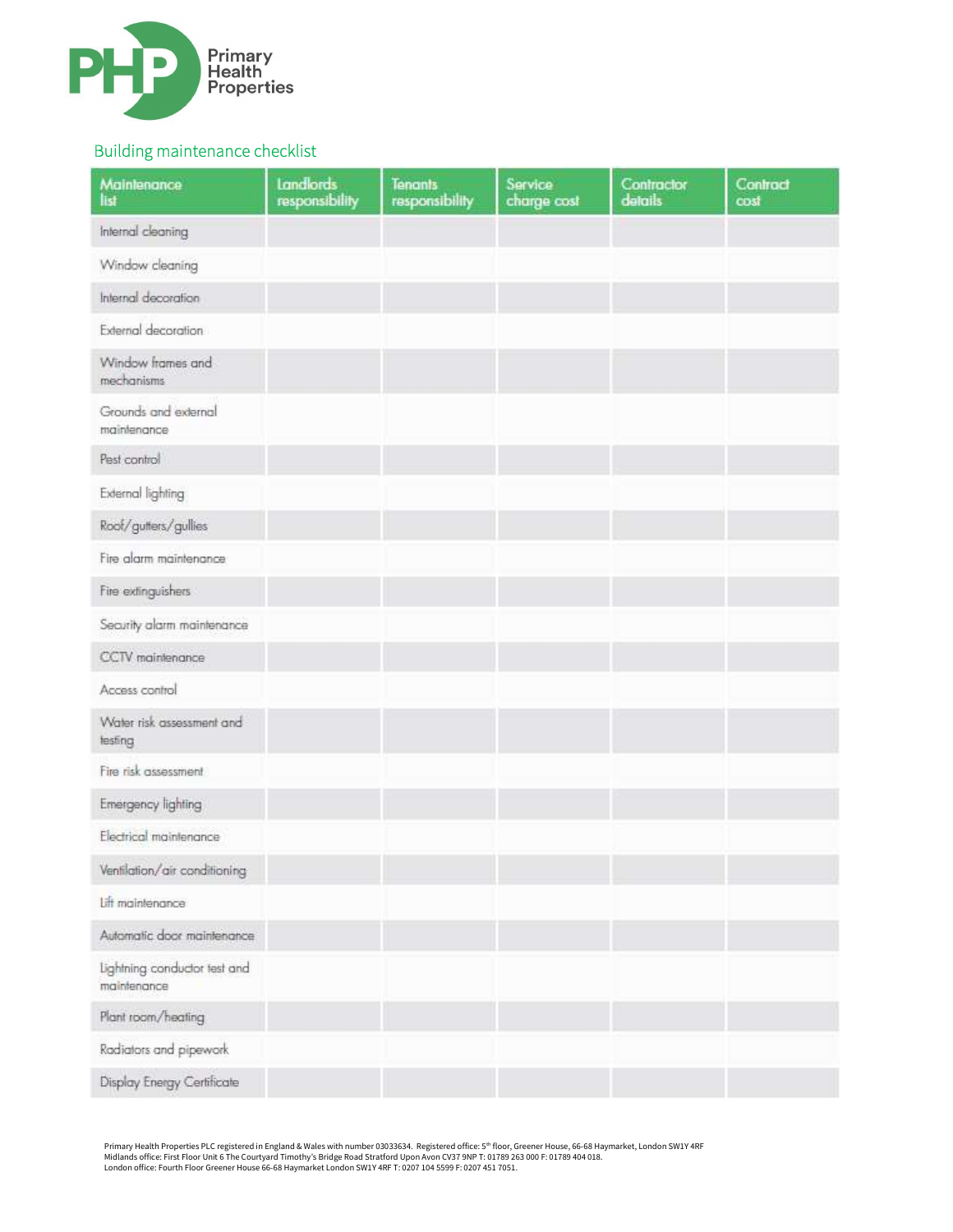Primary Health Properties

## Building maintenance checklist

| Maintenance list | Landlords responsibility | Tenants responsibility | Service charge cost | Contractor details | Contract cost |
|---|---|---|---|---|---|
| Internal cleaning | | | | | |
| Window cleaning | | | | | |
| Internal decoration | | | | | |
| External decoration | | | | | |
| Window frames and mechanisms | | | | | |
| Grounds and external maintenance | | | | | |
| Pest control | | | | | |
| External lighting | | | | | |
| Roof/gutters/gullies | | | | | |
| Fire alarm maintenance | | | | | |
| Fire extinguishers | | | | | |
| Security alarm maintenance | | | | | |
| CCTV maintenance | | | | | |
| Access control | | | | | |
| Water risk assessment and testing | | | | | |
| Fire risk assessment | | | | | |
| Emergency lighting | | | | | |
| Electrical maintenance | | | | | |
| Ventilation/air conditioning | | | | | |
| Lift maintenance | | | | | |
| Automatic door maintenance | | | | | |
| Lightning conductor test and maintenance | | | | | |
| Plant room/heating | | | | | |
| Radiators and pipework | | | | | |
| Display Energy Certificate | | | | | |

Primary Health Properties PLC registered in England & Wales with number 03033634. Registered office: 5th floor, Greener House, 66-68 Haymarket, London SW1Y 4RF
Midlands office: First Floor Unit 6 The Courtyard Timothy's Bridge Road Stratford Upon Avon CV37 9NP T: 01789 263 000 F: 01789 404 018.
London office: Fourth Floor Greener House 66-68 Haymarket London SW1Y 4RF T: 0207 104 5599 F: 0207 451 7051.